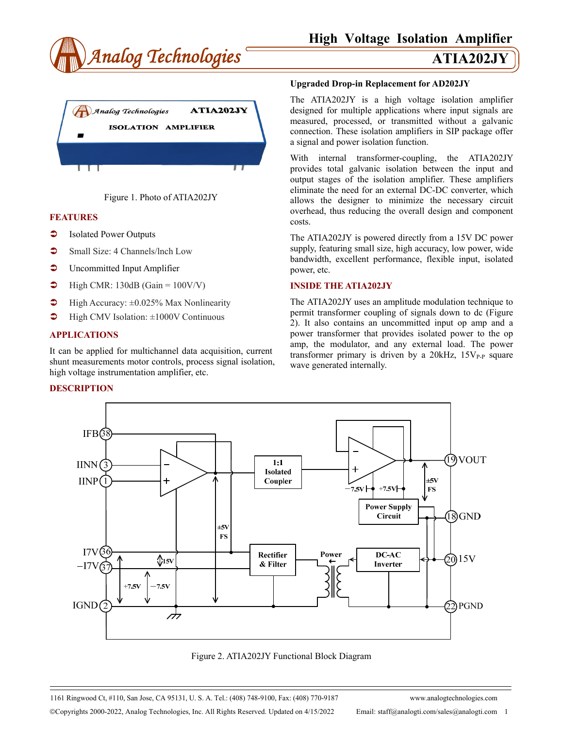# High Voltage Isolation Amplifier

## ATIA202JY

Figure 1. Photo of ATIA202JY

## FEATURES

- Isolated Power Outputs
- Small Size: 4 Channels/Inch Low
- Uncommitted Input Amplifier
- High CMR: 130dB (Gain = 100V/V)
- High Accuracy: ±0.025% Max Nonlinearity
- High CMV Isolation: ±1000V Continuous

## APPLICATIONS

It can be applied for multichannel data acquisition, current shunt measurements motor controls, process signal isolation, high voltage instrumentation amplifier, etc.

## DESCRIPTION

**Upgraded Drop-in Replacement for AD202JY**

The ATIA202JY is a high voltage isolation amplifier designed for multiple applications where input signals are measured, processed, or transmitted without a galvanic connection. These isolation amplifiers in SIP package offer a signal and power isolation function.

With internal transformer-coupling, the ATIA202JY provides total galvanic isolation between the input and output stages of the isolation amplifier. These amplifiers eliminate the need for an external DC-DC converter, which allows the designer to minimize the necessary circuit overhead, thus reducing the overall design and component costs.

The ATIA202JY is powered directly from a 15V DC power supply, featuring small size, high accuracy, low power, wide bandwidth, excellent performance, flexible input, isolated power, etc.

## INSIDE THE ATIA202JY

The ATIA202JY uses an amplitude modulation technique to permit transformer coupling of signals down to dc (Figure 2). It also contains an uncommitted input op amp and a power transformer that provides isolated power to the op amp, the modulator, and any external load. The power transformer primary is driven by a 20kHz, $15V_{P-P}$ square wave generated internally.

Figure 2. ATIA202JY Functional Block Diagram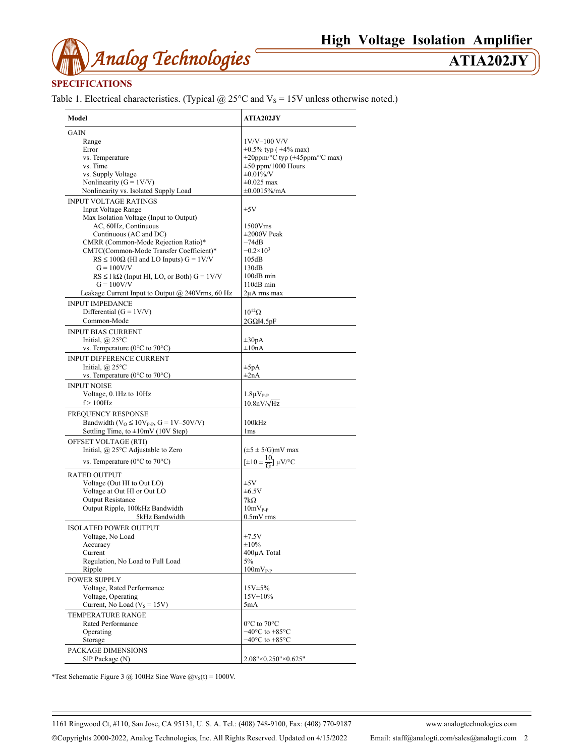## SPECIFICATIONS

Table 1. Electrical characteristics. (Typical @ 25°C and $V_S$ = 15V unless otherwise noted.)

| Model | ATIA202JY |
|---|---|
| GAIN | |
| Range | 1V/V–100 V/V |
| Error | ±0.5% typ ( ±4% max) |
| vs. Temperature | ±20ppm/°C typ (±45ppm/°C max) |
| vs. Time | ±50 ppm/1000 Hours |
| vs. Supply Voltage | ±0.01%/V |
| Nonlinearity (G = 1V/V) | ±0.025 max |
| Nonlinearity vs. Isolated Supply Load | ±0.0015%/mA |
| INPUT VOLTAGE RATINGS | |
| Input Voltage Range | ±5V |
| Max Isolation Voltage (Input to Output) | |
| AC, 60Hz, Continuous | 1500Vms |
| Continuous (AC and DC) | ±2000V Peak |
| CMRR (Common-Mode Rejection Ratio)* | −74dB |
| CMTC(Common-Mode Transfer Coefficient)* | $-0.2\times10^3$ |
| RS ≤ 100Ω (HI and LO Inputs) G = 1V/V | 105dB |
| G = 100V/V | 130dB |
| RS ≤ l kΩ (Input HI, LO, or Both) G = 1V/V | 100dB min |
| G = 100V/V | 110dB min |
| Leakage Current Input to Output @ 240Vrms, 60 Hz | 2μA rms max |
| INPUT IMPEDANCE | |
| Differential (G = 1V/V) | $10^{12}$Ω |
| Common-Mode | 2GΩ‖4.5pF |
| INPUT BIAS CURRENT | |
| Initial, @ 25°C | ±30pA |
| vs. Temperature (0°C to 70°C) | ±10nA |
| INPUT DIFFERENCE CURRENT | |
| Initial, @ 25°C | ±5pA |
| vs. Temperature (0°C to 70°C) | ±2nA |
| INPUT NOISE | |
| Voltage, 0.1Hz to 10Hz | 1.8μ$V_{P-P}$ |
| f > 100Hz | 10.8nV/$\sqrt{Hz}$ |
| FREQUENCY RESPONSE | |
| Bandwidth ($V_O$ ≤ 10$V_{P-P}$, G = 1V–50V/V) | 100kHz |
| Settling Time, to ±10mV (10V Step) | 1ms |
| OFFSET VOLTAGE (RTI) | |
| Initial, @ 25°C Adjustable to Zero | (±5 ± 5/G)mV max |
| vs. Temperature (0°C to 70°C) | $[\pm10 \pm \frac{10}{G}]$ μV/°C |
| RATED OUTPUT | |
| Voltage (Out HI to Out LO) | ±5V |
| Voltage at Out HI or Out LO | ±6.5V |
| Output Resistance | 7kΩ |
| Output Ripple, 100kHz Bandwidth | 10m$V_{P-P}$ |
| 5kHz Bandwidth | 0.5mV rms |
| ISOLATED POWER OUTPUT | |
| Voltage, No Load | ±7.5V |
| Accuracy | ±10% |
| Current | 400μA Total |
| Regulation, No Load to Full Load | 5% |
| Ripple | 100m$V_{P-P}$ |
| POWER SUPPLY | |
| Voltage, Rated Performance | 15V±5% |
| Voltage, Operating | 15V±10% |
| Current, No Load ($V_S$ = 15V) | 5mA |
| TEMPERATURE RANGE | |
| Rated Performance | 0°C to 70°C |
| Operating | −40°C to +85°C |
| Storage | −40°C to +85°C |
| PACKAGE DIMENSIONS | |
| SlP Package (N) | 2.08"×0.250"×0.625" |

*Test Schematic Figure 3 @ 100Hz Sine Wave @$v_S(t)$ = 1000V.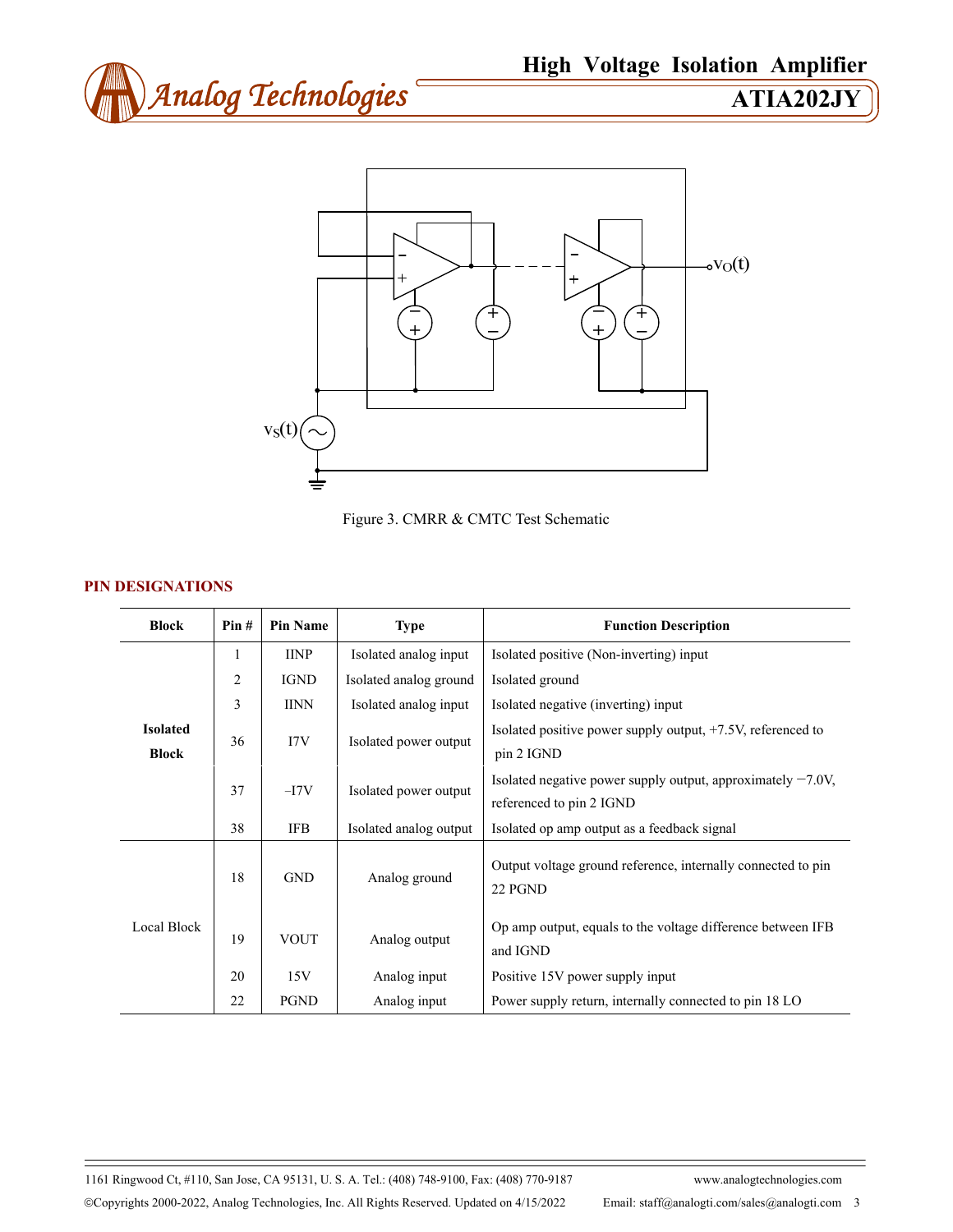Figure 3. CMRR & CMTC Test Schematic

## PIN DESIGNATIONS

| Block | Pin # | Pin Name | Type | Function Description |
|---|---|---|---|---|
| **Isolated Block** | 1 | IINP | Isolated analog input | Isolated positive (Non-inverting) input |
| | 2 | IGND | Isolated analog ground | Isolated ground |
| | 3 | IINN | Isolated analog input | Isolated negative (inverting) input |
| | 36 | I7V | Isolated power output | Isolated positive power supply output, +7.5V, referenced to pin 2 IGND |
| | 37 | –I7V | Isolated power output | Isolated negative power supply output, approximately −7.0V, referenced to pin 2 IGND |
| | 38 | IFB | Isolated analog output | Isolated op amp output as a feedback signal |
| Local Block | 18 | GND | Analog ground | Output voltage ground reference, internally connected to pin 22 PGND |
| | 19 | VOUT | Analog output | Op amp output, equals to the voltage difference between IFB and IGND |
| | 20 | 15V | Analog input | Positive 15V power supply input |
| | 22 | PGND | Analog input | Power supply return, internally connected to pin 18 LO |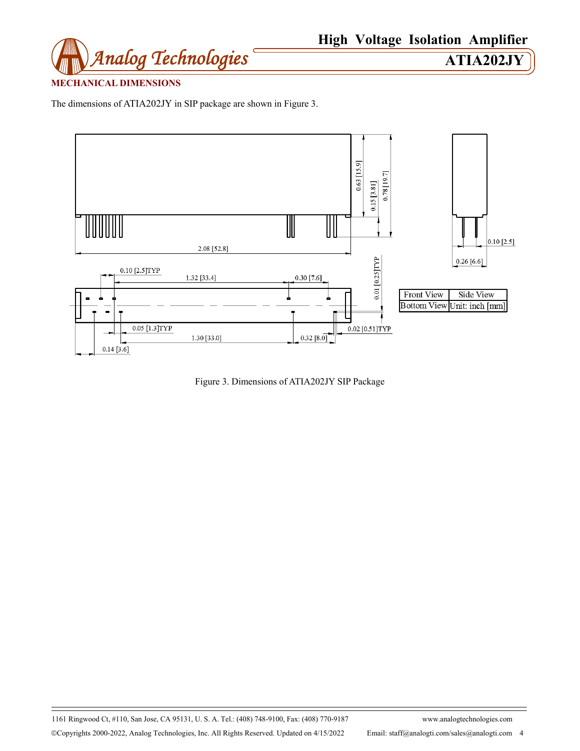## MECHANICAL DIMENSIONS

The dimensions of ATIA202JY in SIP package are shown in Figure 3.

| Front View | Side View |
|---|---|
| Bottom View | Unit: inch [mm] |

Figure 3. Dimensions of ATIA202JY SIP Package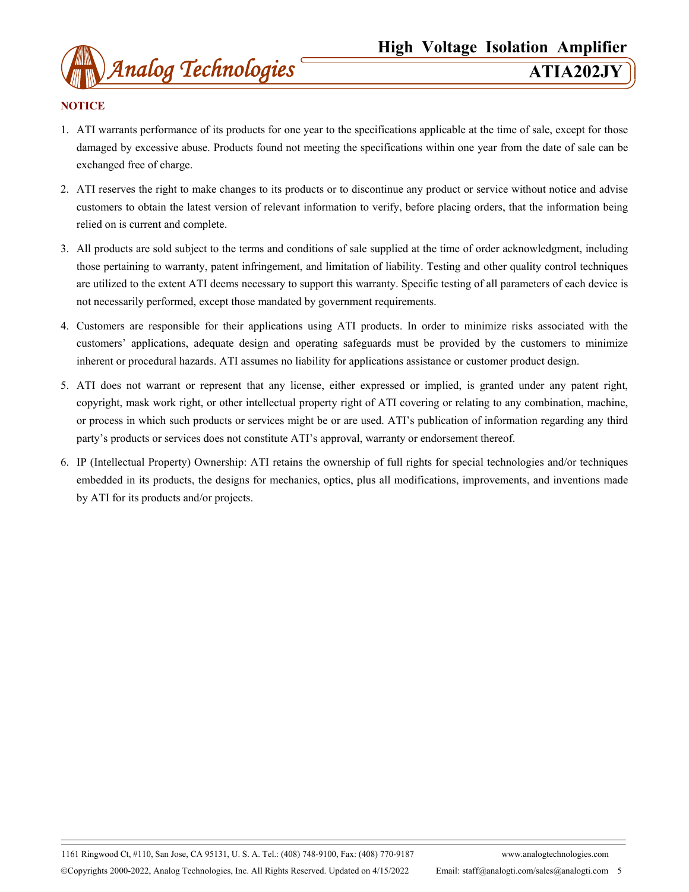## NOTICE

1. ATI warrants performance of its products for one year to the specifications applicable at the time of sale, except for those damaged by excessive abuse. Products found not meeting the specifications within one year from the date of sale can be exchanged free of charge.

2. ATI reserves the right to make changes to its products or to discontinue any product or service without notice and advise customers to obtain the latest version of relevant information to verify, before placing orders, that the information being relied on is current and complete.

3. All products are sold subject to the terms and conditions of sale supplied at the time of order acknowledgment, including those pertaining to warranty, patent infringement, and limitation of liability. Testing and other quality control techniques are utilized to the extent ATI deems necessary to support this warranty. Specific testing of all parameters of each device is not necessarily performed, except those mandated by government requirements.

4. Customers are responsible for their applications using ATI products. In order to minimize risks associated with the customers' applications, adequate design and operating safeguards must be provided by the customers to minimize inherent or procedural hazards. ATI assumes no liability for applications assistance or customer product design.

5. ATI does not warrant or represent that any license, either expressed or implied, is granted under any patent right, copyright, mask work right, or other intellectual property right of ATI covering or relating to any combination, machine, or process in which such products or services might be or are used. ATI's publication of information regarding any third party's products or services does not constitute ATI's approval, warranty or endorsement thereof.

6. IP (Intellectual Property) Ownership: ATI retains the ownership of full rights for special technologies and/or techniques embedded in its products, the designs for mechanics, optics, plus all modifications, improvements, and inventions made by ATI for its products and/or projects.